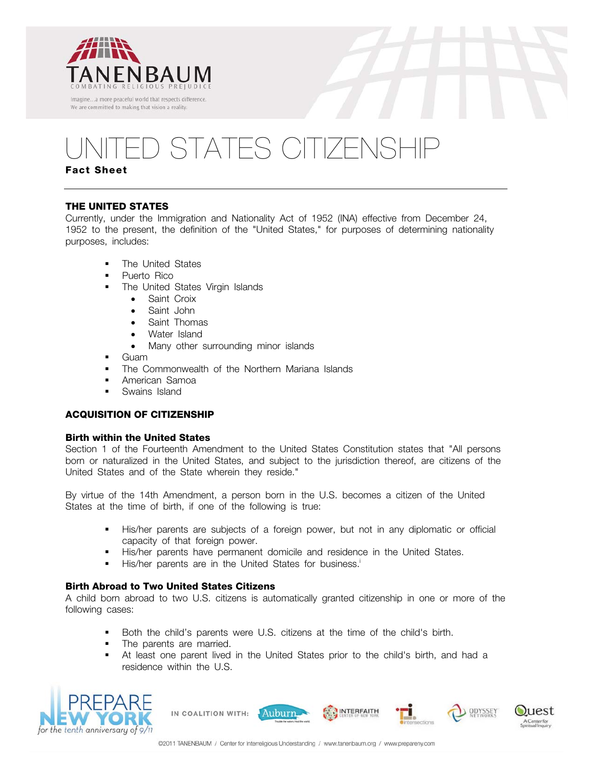# UNITED STATES CITIZENSHIP

**Fact Sheet**

## THE UNITED STATES

Currently, under the Immigration and Nationality Act of 1952 (INA) effective from December 24, 1952 to the present, the definition of the "United States," for purposes of determining nationality purposes, includes:

- The United States
- Puerto Rico
- The United States Virgin Islands
  - Saint Croix
  - Saint John
  - Saint Thomas
  - Water Island
  - Many other surrounding minor islands
- Guam
- The Commonwealth of the Northern Mariana Islands
- American Samoa
- Swains Island

## ACQUISITION OF CITIZENSHIP

### Birth within the United States

Section 1 of the Fourteenth Amendment to the United States Constitution states that "All persons born or naturalized in the United States, and subject to the jurisdiction thereof, are citizens of the United States and of the State wherein they reside."

By virtue of the 14th Amendment, a person born in the U.S. becomes a citizen of the United States at the time of birth, if one of the following is true:

- His/her parents are subjects of a foreign power, but not in any diplomatic or official capacity of that foreign power.
- His/her parents have permanent domicile and residence in the United States.
- His/her parents are in the United States for business.[i]

### Birth Abroad to Two United States Citizens

A child born abroad to two U.S. citizens is automatically granted citizenship in one or more of the following cases:

- Both the child's parents were U.S. citizens at the time of the child's birth.
- The parents are married.
- At least one parent lived in the United States prior to the child's birth, and had a residence within the U.S.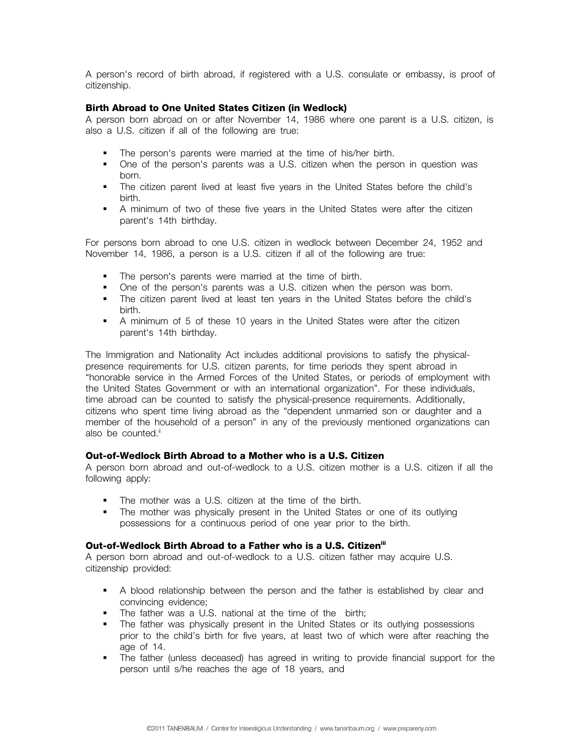A person's record of birth abroad, if registered with a U.S. consulate or embassy, is proof of citizenship.

**Birth Abroad to One United States Citizen (in Wedlock)**

A person born abroad on or after November 14, 1986 where one parent is a U.S. citizen, is also a U.S. citizen if all of the following are true:

- The person's parents were married at the time of his/her birth.
- One of the person's parents was a U.S. citizen when the person in question was born.
- The citizen parent lived at least five years in the United States before the child's birth.
- A minimum of two of these five years in the United States were after the citizen parent's 14th birthday.

For persons born abroad to one U.S. citizen in wedlock between December 24, 1952 and November 14, 1986, a person is a U.S. citizen if all of the following are true:

- The person's parents were married at the time of birth.
- One of the person's parents was a U.S. citizen when the person was born.
- The citizen parent lived at least ten years in the United States before the child's birth.
- A minimum of 5 of these 10 years in the United States were after the citizen parent's 14th birthday.

The Immigration and Nationality Act includes additional provisions to satisfy the physical-presence requirements for U.S. citizen parents, for time periods they spent abroad in "honorable service in the Armed Forces of the United States, or periods of employment with the United States Government or with an international organization". For these individuals, time abroad can be counted to satisfy the physical-presence requirements. Additionally, citizens who spent time living abroad as the "dependent unmarried son or daughter and a member of the household of a person" in any of the previously mentioned organizations can also be counted.[ii]

**Out-of-Wedlock Birth Abroad to a Mother who is a U.S. Citizen**

A person born abroad and out-of-wedlock to a U.S. citizen mother is a U.S. citizen if all the following apply:

- The mother was a U.S. citizen at the time of the birth.
- The mother was physically present in the United States or one of its outlying possessions for a continuous period of one year prior to the birth.

**Out-of-Wedlock Birth Abroad to a Father who is a U.S. Citizen[iii]**

A person born abroad and out-of-wedlock to a U.S. citizen father may acquire U.S. citizenship provided:

- A blood relationship between the person and the father is established by clear and convincing evidence;
- The father was a U.S. national at the time of the birth;
- The father was physically present in the United States or its outlying possessions prior to the child's birth for five years, at least two of which were after reaching the age of 14.
- The father (unless deceased) has agreed in writing to provide financial support for the person until s/he reaches the age of 18 years, and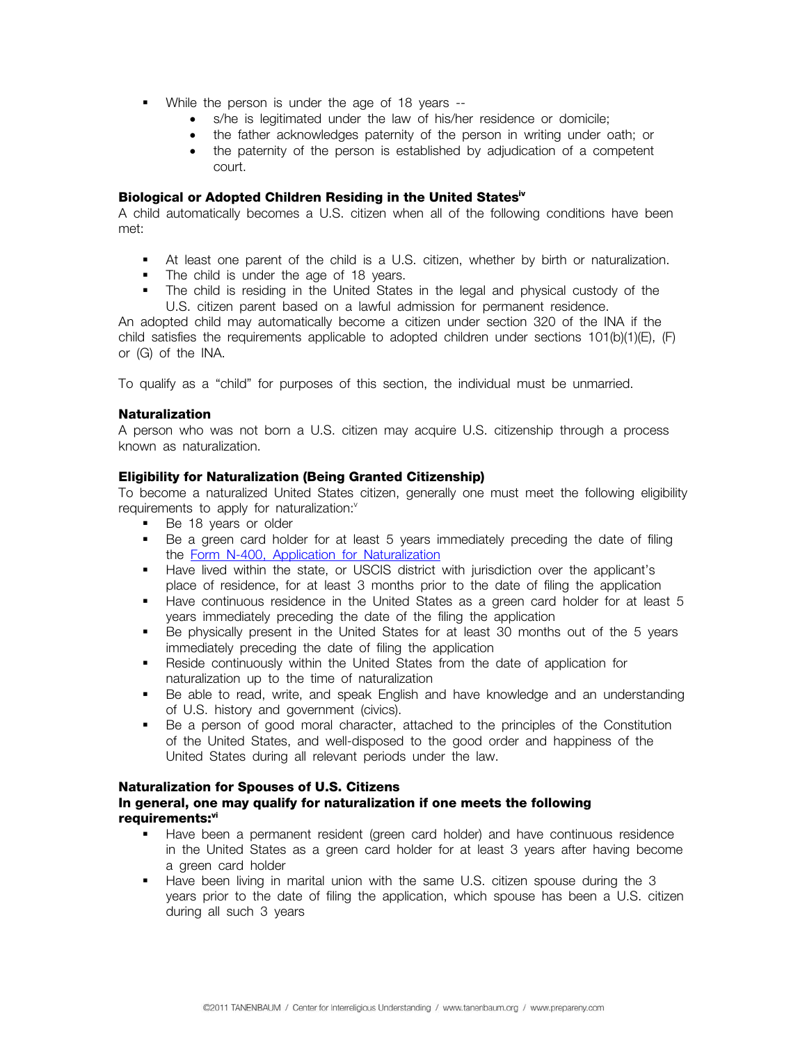- While the person is under the age of 18 years --
  - s/he is legitimated under the law of his/her residence or domicile;
  - the father acknowledges paternity of the person in writing under oath; or
  - the paternity of the person is established by adjudication of a competent court.

### Biological or Adopted Children Residing in the United States[iv]

A child automatically becomes a U.S. citizen when all of the following conditions have been met:

- At least one parent of the child is a U.S. citizen, whether by birth or naturalization.
- The child is under the age of 18 years.
- The child is residing in the United States in the legal and physical custody of the U.S. citizen parent based on a lawful admission for permanent residence.

An adopted child may automatically become a citizen under section 320 of the INA if the child satisfies the requirements applicable to adopted children under sections 101(b)(1)(E), (F) or (G) of the INA.

To qualify as a "child" for purposes of this section, the individual must be unmarried.

### Naturalization

A person who was not born a U.S. citizen may acquire U.S. citizenship through a process known as naturalization.

### Eligibility for Naturalization (Being Granted Citizenship)

To become a naturalized United States citizen, generally one must meet the following eligibility requirements to apply for naturalization:[v]

- Be 18 years or older
- Be a green card holder for at least 5 years immediately preceding the date of filing the Form N-400, Application for Naturalization
- Have lived within the state, or USCIS district with jurisdiction over the applicant's place of residence, for at least 3 months prior to the date of filing the application
- Have continuous residence in the United States as a green card holder for at least 5 years immediately preceding the date of the filing the application
- Be physically present in the United States for at least 30 months out of the 5 years immediately preceding the date of filing the application
- Reside continuously within the United States from the date of application for naturalization up to the time of naturalization
- Be able to read, write, and speak English and have knowledge and an understanding of U.S. history and government (civics).
- Be a person of good moral character, attached to the principles of the Constitution of the United States, and well-disposed to the good order and happiness of the United States during all relevant periods under the law.

### Naturalization for Spouses of U.S. Citizens

**In general, one may qualify for naturalization if one meets the following requirements:**[vi]

- Have been a permanent resident (green card holder) and have continuous residence in the United States as a green card holder for at least 3 years after having become a green card holder
- Have been living in marital union with the same U.S. citizen spouse during the 3 years prior to the date of filing the application, which spouse has been a U.S. citizen during all such 3 years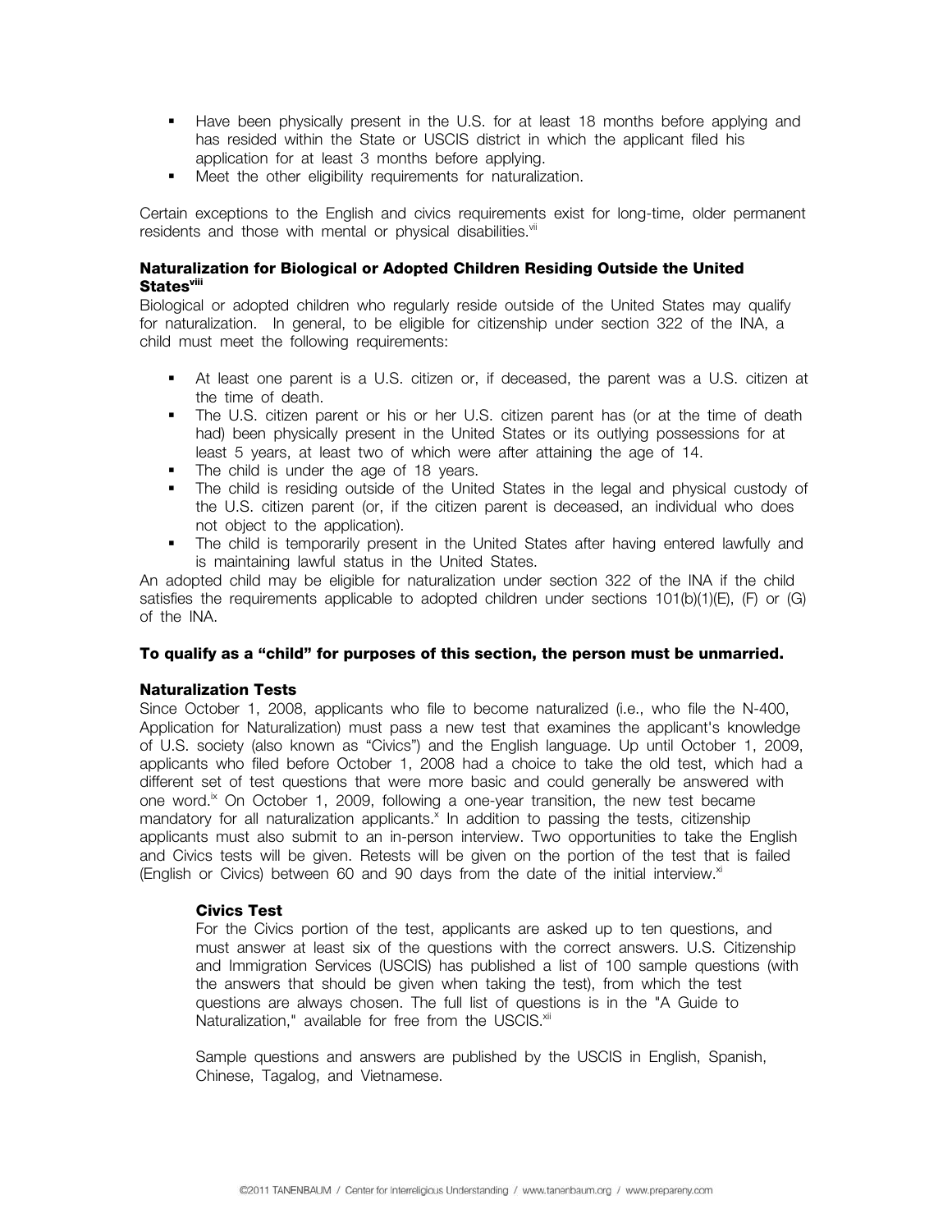- Have been physically present in the U.S. for at least 18 months before applying and has resided within the State or USCIS district in which the applicant filed his application for at least 3 months before applying.
- Meet the other eligibility requirements for naturalization.

Certain exceptions to the English and civics requirements exist for long-time, older permanent residents and those with mental or physical disabilities.[vii]

### Naturalization for Biological or Adopted Children Residing Outside the United States[viii]

Biological or adopted children who regularly reside outside of the United States may qualify for naturalization. In general, to be eligible for citizenship under section 322 of the INA, a child must meet the following requirements:

- At least one parent is a U.S. citizen or, if deceased, the parent was a U.S. citizen at the time of death.
- The U.S. citizen parent or his or her U.S. citizen parent has (or at the time of death had) been physically present in the United States or its outlying possessions for at least 5 years, at least two of which were after attaining the age of 14.
- The child is under the age of 18 years.
- The child is residing outside of the United States in the legal and physical custody of the U.S. citizen parent (or, if the citizen parent is deceased, an individual who does not object to the application).
- The child is temporarily present in the United States after having entered lawfully and is maintaining lawful status in the United States.

An adopted child may be eligible for naturalization under section 322 of the INA if the child satisfies the requirements applicable to adopted children under sections 101(b)(1)(E), (F) or (G) of the INA.

**To qualify as a "child" for purposes of this section, the person must be unmarried.**

### Naturalization Tests

Since October 1, 2008, applicants who file to become naturalized (i.e., who file the N-400, Application for Naturalization) must pass a new test that examines the applicant's knowledge of U.S. society (also known as "Civics") and the English language. Up until October 1, 2009, applicants who filed before October 1, 2008 had a choice to take the old test, which had a different set of test questions that were more basic and could generally be answered with one word.[ix] On October 1, 2009, following a one-year transition, the new test became mandatory for all naturalization applicants.[x] In addition to passing the tests, citizenship applicants must also submit to an in-person interview. Two opportunities to take the English and Civics tests will be given. Retests will be given on the portion of the test that is failed (English or Civics) between 60 and 90 days from the date of the initial interview.[xi]

#### Civics Test

For the Civics portion of the test, applicants are asked up to ten questions, and must answer at least six of the questions with the correct answers. U.S. Citizenship and Immigration Services (USCIS) has published a list of 100 sample questions (with the answers that should be given when taking the test), from which the test questions are always chosen. The full list of questions is in the "A Guide to Naturalization," available for free from the USCIS.[xii]

Sample questions and answers are published by the USCIS in English, Spanish, Chinese, Tagalog, and Vietnamese.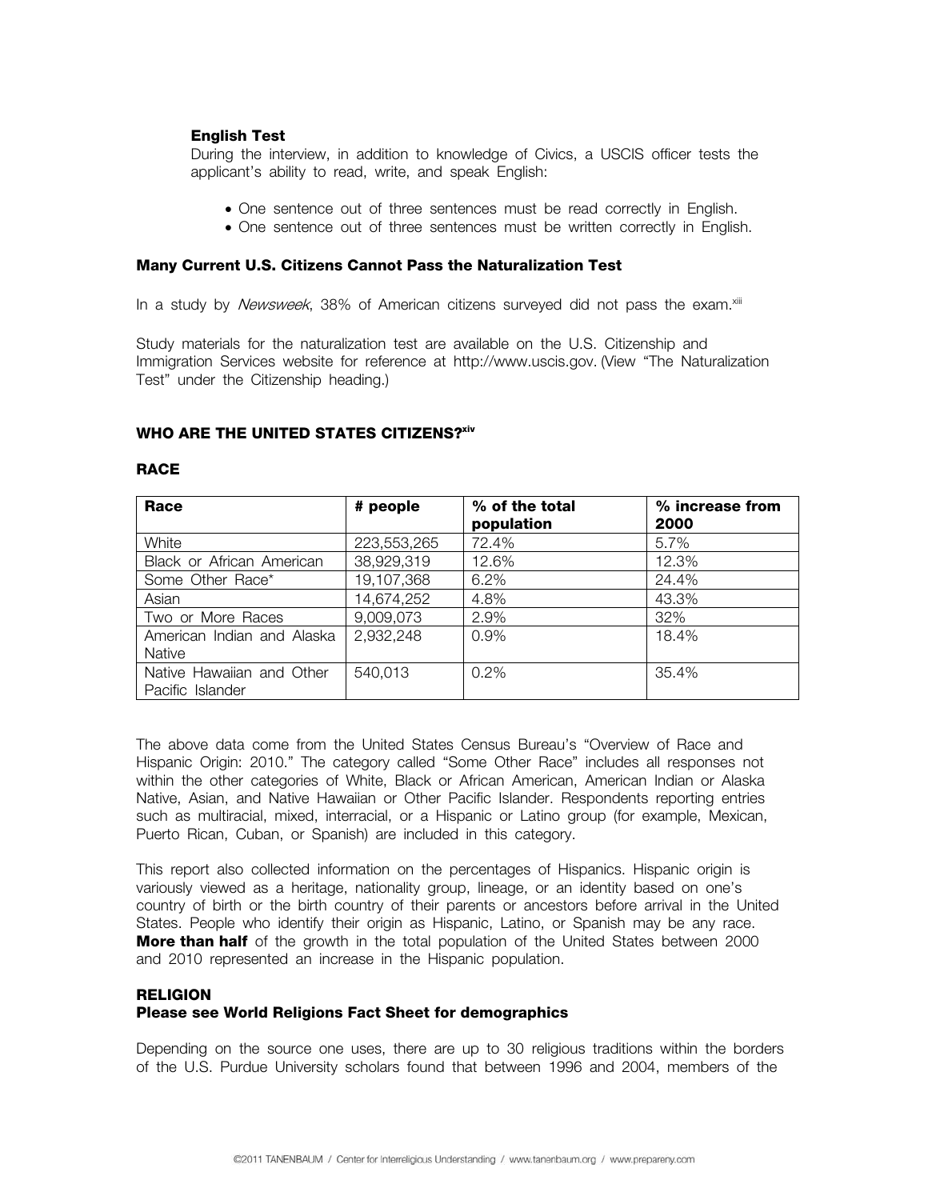### English Test

During the interview, in addition to knowledge of Civics, a USCIS officer tests the applicant's ability to read, write, and speak English:

- One sentence out of three sentences must be read correctly in English.
- One sentence out of three sentences must be written correctly in English.

### Many Current U.S. Citizens Cannot Pass the Naturalization Test

In a study by *Newsweek*, 38% of American citizens surveyed did not pass the exam.[xiii]

Study materials for the naturalization test are available on the U.S. Citizenship and Immigration Services website for reference at http://www.uscis.gov. (View "The Naturalization Test" under the Citizenship heading.)

## WHO ARE THE UNITED STATES CITIZENS?[xiv]

### RACE

| Race | # people | % of the total population | % increase from 2000 |
|---|---|---|---|
| White | 223,553,265 | 72.4% | 5.7% |
| Black or African American | 38,929,319 | 12.6% | 12.3% |
| Some Other Race* | 19,107,368 | 6.2% | 24.4% |
| Asian | 14,674,252 | 4.8% | 43.3% |
| Two or More Races | 9,009,073 | 2.9% | 32% |
| American Indian and Alaska Native | 2,932,248 | 0.9% | 18.4% |
| Native Hawaiian and Other Pacific Islander | 540,013 | 0.2% | 35.4% |

The above data come from the United States Census Bureau's "Overview of Race and Hispanic Origin: 2010." The category called "Some Other Race" includes all responses not within the other categories of White, Black or African American, American Indian or Alaska Native, Asian, and Native Hawaiian or Other Pacific Islander. Respondents reporting entries such as multiracial, mixed, interracial, or a Hispanic or Latino group (for example, Mexican, Puerto Rican, Cuban, or Spanish) are included in this category.

This report also collected information on the percentages of Hispanics. Hispanic origin is variously viewed as a heritage, nationality group, lineage, or an identity based on one's country of birth or the birth country of their parents or ancestors before arrival in the United States. People who identify their origin as Hispanic, Latino, or Spanish may be any race. **More than half** of the growth in the total population of the United States between 2000 and 2010 represented an increase in the Hispanic population.

### RELIGION

**Please see World Religions Fact Sheet for demographics**

Depending on the source one uses, there are up to 30 religious traditions within the borders of the U.S. Purdue University scholars found that between 1996 and 2004, members of the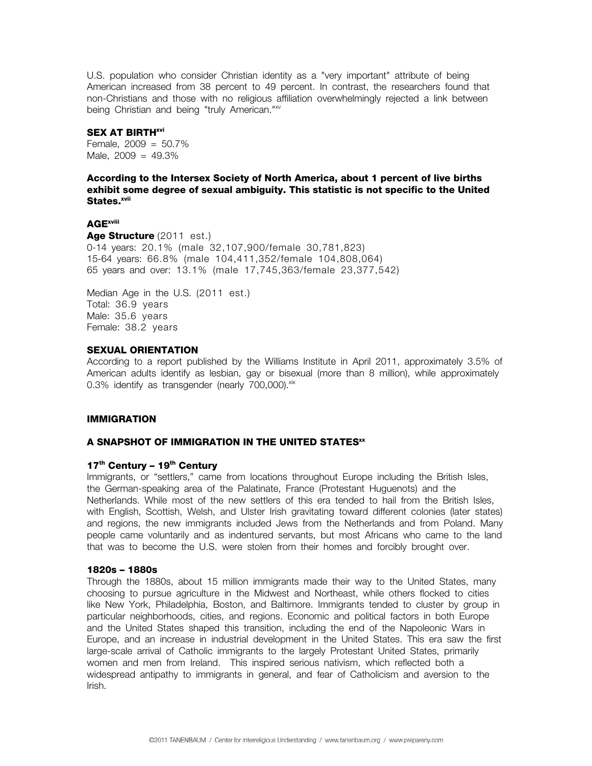U.S. population who consider Christian identity as a "very important" attribute of being American increased from 38 percent to 49 percent. In contrast, the researchers found that non-Christians and those with no religious affiliation overwhelmingly rejected a link between being Christian and being "truly American."[xv]

### SEX AT BIRTH[xvi]

Female, 2009 = 50.7%
Male, 2009 = 49.3%

**According to the Intersex Society of North America, about 1 percent of live births exhibit some degree of sexual ambiguity. This statistic is not specific to the United States.[xvii]**

### AGE[xviii]

**Age Structure** (2011 est.)
0-14 years: 20.1% (male 32,107,900/female 30,781,823)
15-64 years: 66.8% (male 104,411,352/female 104,808,064)
65 years and over: 13.1% (male 17,745,363/female 23,377,542)

Median Age in the U.S. (2011 est.)
Total: 36.9 years
Male: 35.6 years
Female: 38.2 years

### SEXUAL ORIENTATION

According to a report published by the Williams Institute in April 2011, approximately 3.5% of American adults identify as lesbian, gay or bisexual (more than 8 million), while approximately 0.3% identify as transgender (nearly 700,000).[xix]

## IMMIGRATION

### A SNAPSHOT OF IMMIGRATION IN THE UNITED STATES[xx]

#### 17th Century – 19th Century

Immigrants, or "settlers," came from locations throughout Europe including the British Isles, the German-speaking area of the Palatinate, France (Protestant Huguenots) and the Netherlands. While most of the new settlers of this era tended to hail from the British Isles, with English, Scottish, Welsh, and Ulster Irish gravitating toward different colonies (later states) and regions, the new immigrants included Jews from the Netherlands and from Poland. Many people came voluntarily and as indentured servants, but most Africans who came to the land that was to become the U.S. were stolen from their homes and forcibly brought over.

#### 1820s – 1880s

Through the 1880s, about 15 million immigrants made their way to the United States, many choosing to pursue agriculture in the Midwest and Northeast, while others flocked to cities like New York, Philadelphia, Boston, and Baltimore. Immigrants tended to cluster by group in particular neighborhoods, cities, and regions. Economic and political factors in both Europe and the United States shaped this transition, including the end of the Napoleonic Wars in Europe, and an increase in industrial development in the United States. This era saw the first large-scale arrival of Catholic immigrants to the largely Protestant United States, primarily women and men from Ireland. This inspired serious nativism, which reflected both a widespread antipathy to immigrants in general, and fear of Catholicism and aversion to the Irish.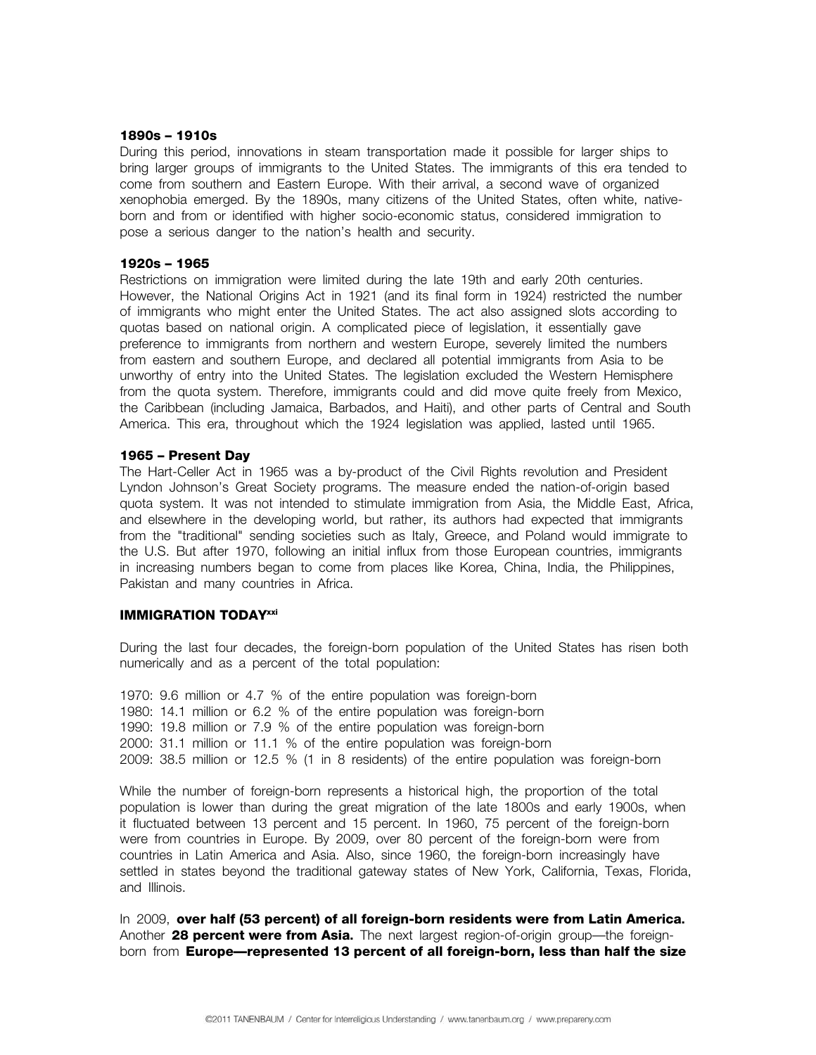#### 1890s – 1910s

During this period, innovations in steam transportation made it possible for larger ships to bring larger groups of immigrants to the United States. The immigrants of this era tended to come from southern and Eastern Europe. With their arrival, a second wave of organized xenophobia emerged. By the 1890s, many citizens of the United States, often white, native-born and from or identified with higher socio-economic status, considered immigration to pose a serious danger to the nation's health and security.

#### 1920s – 1965

Restrictions on immigration were limited during the late 19th and early 20th centuries. However, the National Origins Act in 1921 (and its final form in 1924) restricted the number of immigrants who might enter the United States. The act also assigned slots according to quotas based on national origin. A complicated piece of legislation, it essentially gave preference to immigrants from northern and western Europe, severely limited the numbers from eastern and southern Europe, and declared all potential immigrants from Asia to be unworthy of entry into the United States. The legislation excluded the Western Hemisphere from the quota system. Therefore, immigrants could and did move quite freely from Mexico, the Caribbean (including Jamaica, Barbados, and Haiti), and other parts of Central and South America. This era, throughout which the 1924 legislation was applied, lasted until 1965.

#### 1965 – Present Day

The Hart-Celler Act in 1965 was a by-product of the Civil Rights revolution and President Lyndon Johnson's Great Society programs. The measure ended the nation-of-origin based quota system. It was not intended to stimulate immigration from Asia, the Middle East, Africa, and elsewhere in the developing world, but rather, its authors had expected that immigrants from the "traditional" sending societies such as Italy, Greece, and Poland would immigrate to the U.S. But after 1970, following an initial influx from those European countries, immigrants in increasing numbers began to come from places like Korea, China, India, the Philippines, Pakistan and many countries in Africa.

### IMMIGRATION TODAY[xxi]

During the last four decades, the foreign-born population of the United States has risen both numerically and as a percent of the total population:

1970: 9.6 million or 4.7 % of the entire population was foreign-born
1980: 14.1 million or 6.2 % of the entire population was foreign-born
1990: 19.8 million or 7.9 % of the entire population was foreign-born
2000: 31.1 million or 11.1 % of the entire population was foreign-born
2009: 38.5 million or 12.5 % (1 in 8 residents) of the entire population was foreign-born

While the number of foreign-born represents a historical high, the proportion of the total population is lower than during the great migration of the late 1800s and early 1900s, when it fluctuated between 13 percent and 15 percent. In 1960, 75 percent of the foreign-born were from countries in Europe. By 2009, over 80 percent of the foreign-born were from countries in Latin America and Asia. Also, since 1960, the foreign-born increasingly have settled in states beyond the traditional gateway states of New York, California, Texas, Florida, and Illinois.

In 2009, **over half (53 percent) of all foreign-born residents were from Latin America.** Another **28 percent were from Asia.** The next largest region-of-origin group—the foreign-born from **Europe—represented 13 percent of all foreign-born, less than half the size**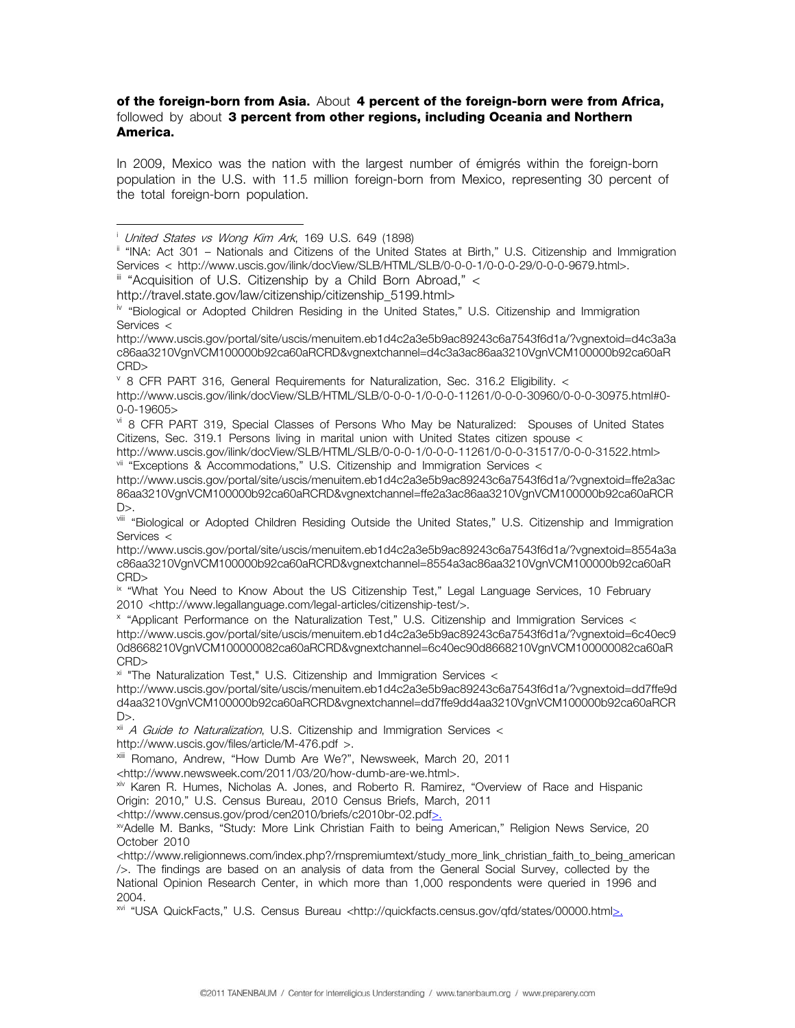**of the foreign-born from Asia.** About **4 percent of the foreign-born were from Africa,** followed by about **3 percent from other regions, including Oceania and Northern America.**

In 2009, Mexico was the nation with the largest number of émigrés within the foreign-born population in the U.S. with 11.5 million foreign-born from Mexico, representing 30 percent of the total foreign-born population.

---

[i] *United States vs Wong Kim Ark*, 169 U.S. 649 (1898)

[ii] "INA: Act 301 – Nationals and Citizens of the United States at Birth," U.S. Citizenship and Immigration Services < http://www.uscis.gov/ilink/docView/SLB/HTML/SLB/0-0-0-1/0-0-0-29/0-0-0-9679.html>.

[iii] "Acquisition of U.S. Citizenship by a Child Born Abroad," < http://travel.state.gov/law/citizenship/citizenship_5199.html>

[iv] "Biological or Adopted Children Residing in the United States," U.S. Citizenship and Immigration Services < http://www.uscis.gov/portal/site/uscis/menuitem.eb1d4c2a3e5b9ac89243c6a7543f6d1a/?vgnextoid=d4c3a3ac86aa3210VgnVCM100000b92ca60aRCRD&vgnextchannel=d4c3a3ac86aa3210VgnVCM100000b92ca60aRCRD>

[v] 8 CFR PART 316, General Requirements for Naturalization, Sec. 316.2 Eligibility. < http://www.uscis.gov/ilink/docView/SLB/HTML/SLB/0-0-0-1/0-0-0-11261/0-0-0-30960/0-0-0-30975.html#0-0-0-19605>

[vi] 8 CFR PART 319, Special Classes of Persons Who May be Naturalized: Spouses of United States Citizens, Sec. 319.1 Persons living in marital union with United States citizen spouse < http://www.uscis.gov/ilink/docView/SLB/HTML/SLB/0-0-0-1/0-0-0-11261/0-0-0-31517/0-0-0-31522.html>

[vii] "Exceptions & Accommodations," U.S. Citizenship and Immigration Services < http://www.uscis.gov/portal/site/uscis/menuitem.eb1d4c2a3e5b9ac89243c6a7543f6d1a/?vgnextoid=ffe2a3ac86aa3210VgnVCM100000b92ca60aRCRD&vgnextchannel=ffe2a3ac86aa3210VgnVCM100000b92ca60aRCRD>.

[viii] "Biological or Adopted Children Residing Outside the United States," U.S. Citizenship and Immigration Services < http://www.uscis.gov/portal/site/uscis/menuitem.eb1d4c2a3e5b9ac89243c6a7543f6d1a/?vgnextoid=8554a3ac86aa3210VgnVCM100000b92ca60aRCRD&vgnextchannel=8554a3ac86aa3210VgnVCM100000b92ca60aRCRD>

[ix] "What You Need to Know About the US Citizenship Test," Legal Language Services, 10 February 2010 <http://www.legallanguage.com/legal-articles/citizenship-test/>.

[x] "Applicant Performance on the Naturalization Test," U.S. Citizenship and Immigration Services < http://www.uscis.gov/portal/site/uscis/menuitem.eb1d4c2a3e5b9ac89243c6a7543f6d1a/?vgnextoid=6c40ec90d8668210VgnVCM100000082ca60aRCRD&vgnextchannel=6c40ec90d8668210VgnVCM100000082ca60aRCRD>

[xi] "The Naturalization Test," U.S. Citizenship and Immigration Services < http://www.uscis.gov/portal/site/uscis/menuitem.eb1d4c2a3e5b9ac89243c6a7543f6d1a/?vgnextoid=dd7ffe9dd4aa3210VgnVCM100000b92ca60aRCRD&vgnextchannel=dd7ffe9dd4aa3210VgnVCM100000b92ca60aRCRD>.

[xii] *A Guide to Naturalization*, U.S. Citizenship and Immigration Services < http://www.uscis.gov/files/article/M-476.pdf >.

[xiii] Romano, Andrew, "How Dumb Are We?", Newsweek, March 20, 2011 <http://www.newsweek.com/2011/03/20/how-dumb-are-we.html>.

[xiv] Karen R. Humes, Nicholas A. Jones, and Roberto R. Ramirez, "Overview of Race and Hispanic Origin: 2010," U.S. Census Bureau, 2010 Census Briefs, March, 2011 <http://www.census.gov/prod/cen2010/briefs/c2010br-02.pdf>.

[xv] Adelle M. Banks, "Study: More Link Christian Faith to being American," Religion News Service, 20 October 2010 <http://www.religionnews.com/index.php?/rnspremiumtext/study_more_link_christian_faith_to_being_american/>. The findings are based on an analysis of data from the General Social Survey, collected by the National Opinion Research Center, in which more than 1,000 respondents were queried in 1996 and 2004.

[xvi] "USA QuickFacts," U.S. Census Bureau <http://quickfacts.census.gov/qfd/states/00000.html>.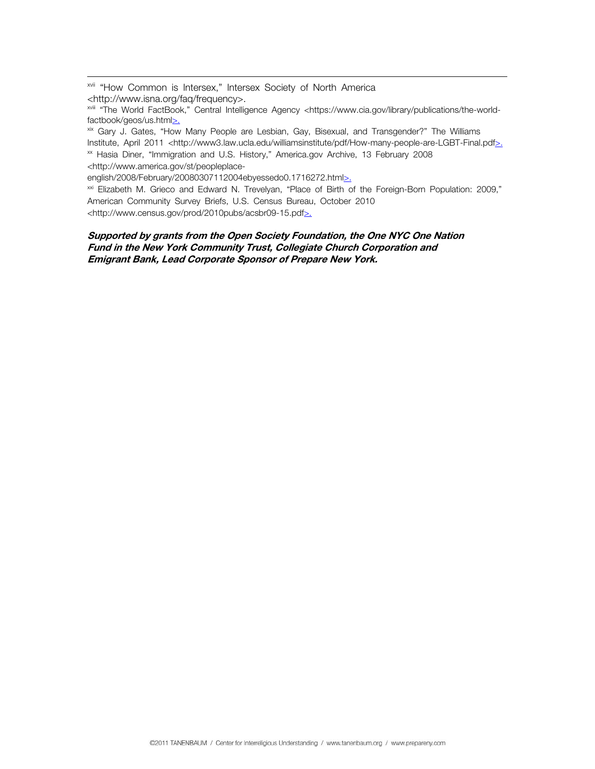[xvii] "How Common is Intersex," Intersex Society of North America <http://www.isna.org/faq/frequency>.

[xviii] "The World FactBook," Central Intelligence Agency <https://www.cia.gov/library/publications/the-world-factbook/geos/us.html>.

[xix] Gary J. Gates, "How Many People are Lesbian, Gay, Bisexual, and Transgender?" The Williams Institute, April 2011 <http://www3.law.ucla.edu/williamsinstitute/pdf/How-many-people-are-LGBT-Final.pdf>.

[xx] Hasia Diner, "Immigration and U.S. History," America.gov Archive, 13 February 2008 <http://www.america.gov/st/peopleplace-english/2008/February/20080307112004ebyessedo0.1716272.html>.

[xxi] Elizabeth M. Grieco and Edward N. Trevelyan, "Place of Birth of the Foreign-Born Population: 2009," American Community Survey Briefs, U.S. Census Bureau, October 2010 <http://www.census.gov/prod/2010pubs/acsbr09-15.pdf>.

***Supported by grants from the Open Society Foundation, the One NYC One Nation Fund in the New York Community Trust, Collegiate Church Corporation and Emigrant Bank, Lead Corporate Sponsor of Prepare New York.***

©2011 TANENBAUM / Center for Interreligious Understanding / www.tanenbaum.org / www.prepareny.com